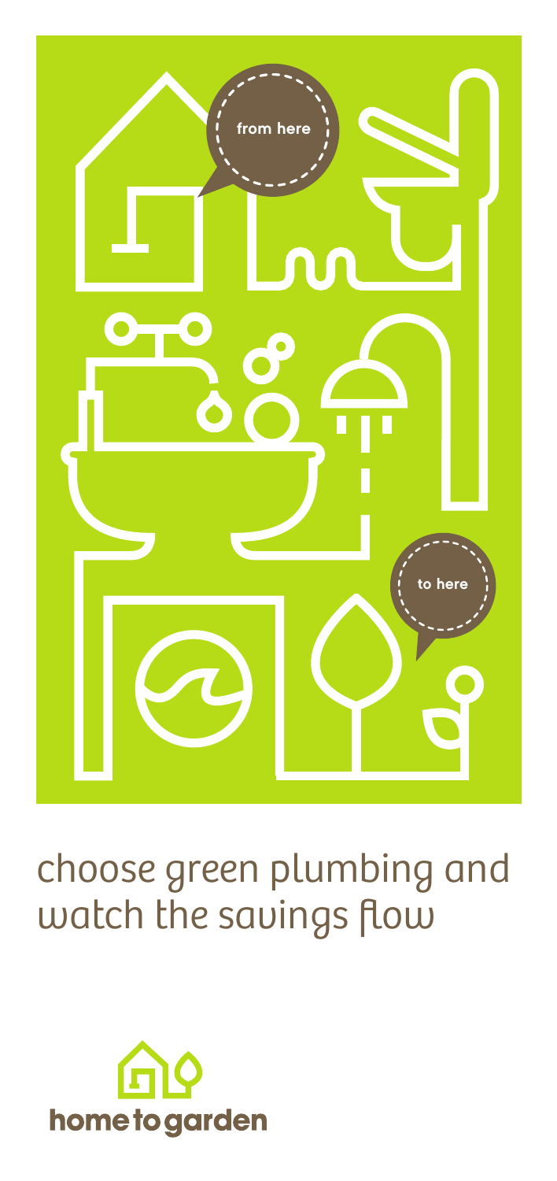from here

to here

# choose green plumbing and watch the savings flow

home to garden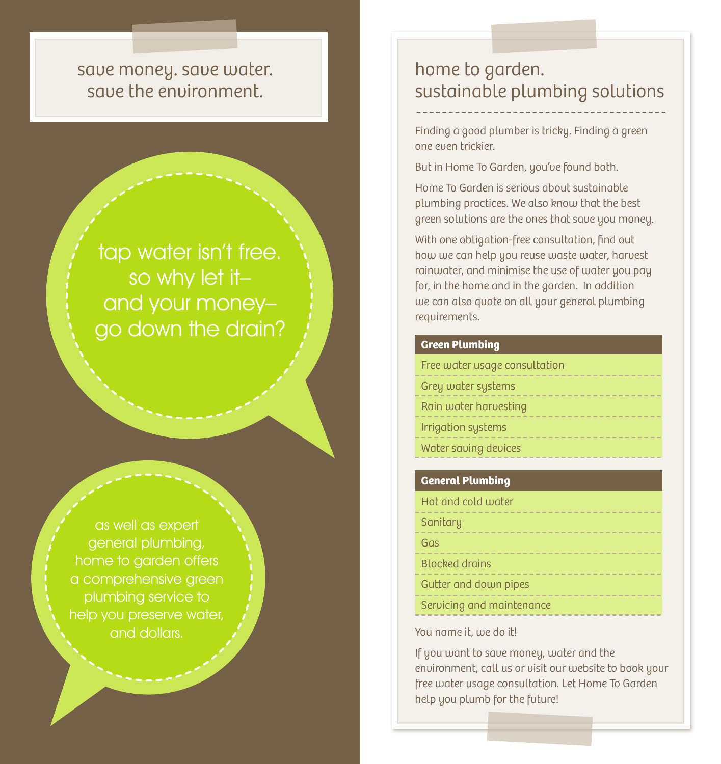save money. save water. save the environment.

tap water isn't free. so why let it– and your money– go down the drain?

as well as expert general plumbing, home to garden offers a comprehensive green plumbing service to help you preserve water, and dollars.

# home to garden. sustainable plumbing solutions

Finding a good plumber is tricky. Finding a green one even trickier.

But in Home To Garden, you've found both.

Home To Garden is serious about sustainable plumbing practices. We also know that the best green solutions are the ones that save you money.

With one obligation-free consultation, find out how we can help you reuse waste water, harvest rainwater, and minimise the use of water you pay for, in the home and in the garden. In addition we can also quote on all your general plumbing requirements.

| Green Plumbing |
| --- |
| Free water usage consultation |
| Grey water systems |
| Rain water harvesting |
| Irrigation systems |
| Water saving devices |

| General Plumbing |
| --- |
| Hot and cold water |
| Sanitary |
| Gas |
| Blocked drains |
| Gutter and down pipes |
| Servicing and maintenance |

You name it, we do it!

If you want to save money, water and the environment, call us or visit our website to book your free water usage consultation. Let Home To Garden help you plumb for the future!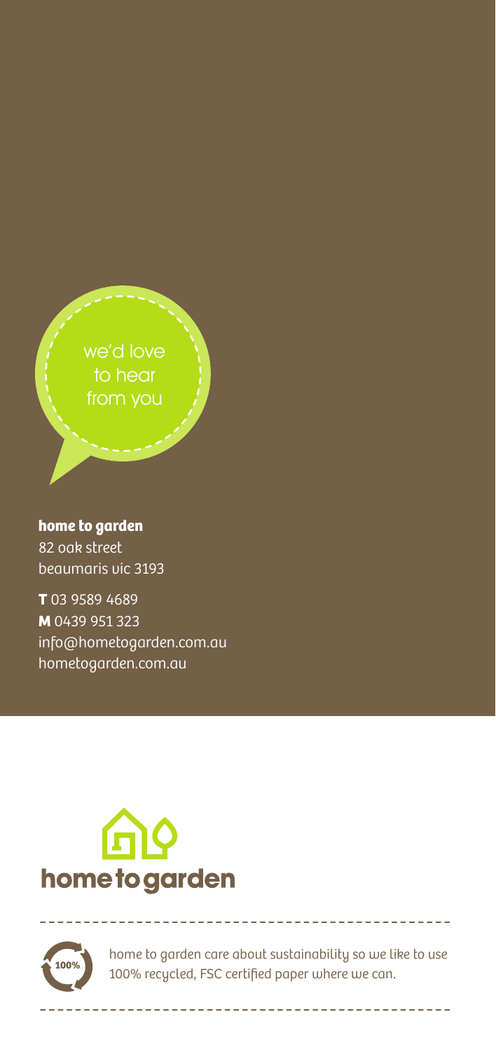we'd love to hear from you

**home to garden**
82 oak street
beaumaris vic 3193

**T** 03 9589 4689
**M** 0439 951 323
info@hometogarden.com.au
hometogarden.com.au

home to garden

100%

home to garden care about sustainability so we like to use 100% recycled, FSC certified paper where we can.